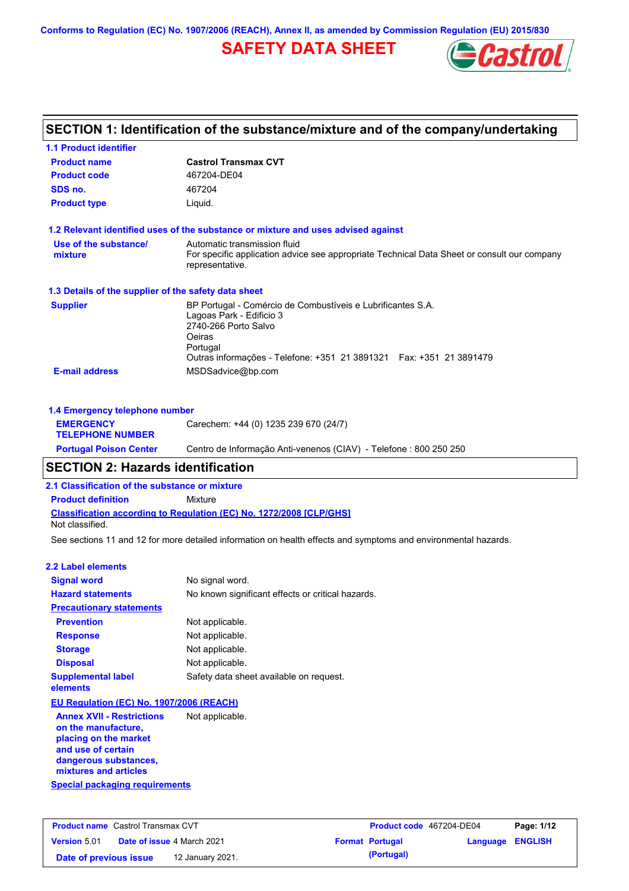Conforms to Regulation (EC) No. 1907/2006 (REACH), Annex II, as amended by Commission Regulation (EU) 2015/830

# SAFETY DATA SHEET

## SECTION 1: Identification of the substance/mixture and of the company/undertaking

### 1.1 Product identifier

| | |
|---|---|
| **Product name** | **Castrol Transmax CVT** |
| **Product code** | 467204-DE04 |
| **SDS no.** | 467204 |
| **Product type** | Liquid. |

### 1.2 Relevant identified uses of the substance or mixture and uses advised against

| | |
|---|---|
| **Use of the substance/ mixture** | Automatic transmission fluid<br>For specific application advice see appropriate Technical Data Sheet or consult our company representative. |

### 1.3 Details of the supplier of the safety data sheet

| | |
|---|---|
| **Supplier** | BP Portugal - Comércio de Combustíveis e Lubrificantes S.A.<br>Lagoas Park - Edificio 3<br>2740-266 Porto Salvo<br>Oeiras<br>Portugal<br>Outras informações - Telefone: +351 21 3891321 Fax: +351 21 3891479 |
| **E-mail address** | MSDSadvice@bp.com |

### 1.4 Emergency telephone number

| | |
|---|---|
| **EMERGENCY TELEPHONE NUMBER** | Carechem: +44 (0) 1235 239 670 (24/7) |
| **Portugal Poison Center** | Centro de Informação Anti-venenos (CIAV) - Telefone : 800 250 250 |

## SECTION 2: Hazards identification

### 2.1 Classification of the substance or mixture

**Product definition** Mixture

**Classification according to Regulation (EC) No. 1272/2008 [CLP/GHS]**

Not classified.

See sections 11 and 12 for more detailed information on health effects and symptoms and environmental hazards.

### 2.2 Label elements

| | |
|---|---|
| **Signal word** | No signal word. |
| **Hazard statements** | No known significant effects or critical hazards. |
| **Precautionary statements** | |
| **Prevention** | Not applicable. |
| **Response** | Not applicable. |
| **Storage** | Not applicable. |
| **Disposal** | Not applicable. |
| **Supplemental label elements** | Safety data sheet available on request. |

**EU Regulation (EC) No. 1907/2006 (REACH)**

| | |
|---|---|
| **Annex XVII - Restrictions on the manufacture, placing on the market and use of certain dangerous substances, mixtures and articles** | Not applicable. |

**Special packaging requirements**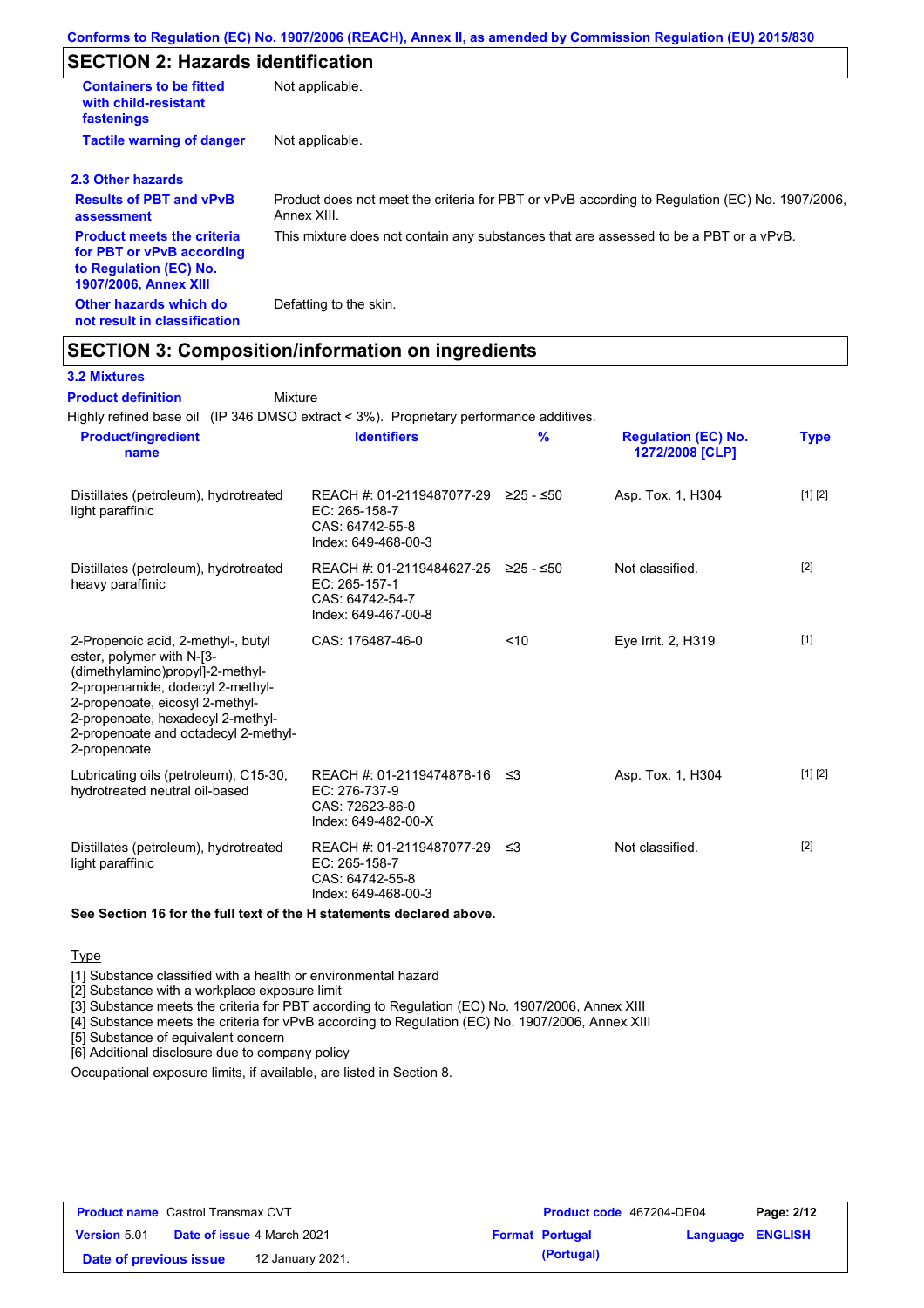## SECTION 2: Hazards identification

| | |
|---|---|
| **Containers to be fitted with child-resistant fastenings** | Not applicable. |
| **Tactile warning of danger** | Not applicable. |

### 2.3 Other hazards

| | |
|---|---|
| **Results of PBT and vPvB assessment** | Product does not meet the criteria for PBT or vPvB according to Regulation (EC) No. 1907/2006, Annex XIII. |
| **Product meets the criteria for PBT or vPvB according to Regulation (EC) No. 1907/2006, Annex XIII** | This mixture does not contain any substances that are assessed to be a PBT or a vPvB. |
| **Other hazards which do not result in classification** | Defatting to the skin. |

## SECTION 3: Composition/information on ingredients

### 3.2 Mixtures

**Product definition** Mixture

Highly refined base oil (IP 346 DMSO extract < 3%). Proprietary performance additives.

| Product/ingredient name | Identifiers | % | Regulation (EC) No. 1272/2008 [CLP] | Type |
|---|---|---|---|---|
| Distillates (petroleum), hydrotreated light paraffinic | REACH #: 01-2119487077-29<br>EC: 265-158-7<br>CAS: 64742-55-8<br>Index: 649-468-00-3 | ≥25 - ≤50 | Asp. Tox. 1, H304 | [1] [2] |
| Distillates (petroleum), hydrotreated heavy paraffinic | REACH #: 01-2119484627-25<br>EC: 265-157-1<br>CAS: 64742-54-7<br>Index: 649-467-00-8 | ≥25 - ≤50 | Not classified. | [2] |
| 2-Propenoic acid, 2-methyl-, butyl ester, polymer with N-[3-(dimethylamino)propyl]-2-methyl-2-propenamide, dodecyl 2-methyl-2-propenoate, eicosyl 2-methyl-2-propenoate, hexadecyl 2-methyl-2-propenoate and octadecyl 2-methyl-2-propenoate | CAS: 176487-46-0 | <10 | Eye Irrit. 2, H319 | [1] |
| Lubricating oils (petroleum), C15-30, hydrotreated neutral oil-based | REACH #: 01-2119474878-16<br>EC: 276-737-9<br>CAS: 72623-86-0<br>Index: 649-482-00-X | ≤3 | Asp. Tox. 1, H304 | [1] [2] |
| Distillates (petroleum), hydrotreated light paraffinic | REACH #: 01-2119487077-29<br>EC: 265-158-7<br>CAS: 64742-55-8<br>Index: 649-468-00-3 | ≤3 | Not classified. | [2] |

**See Section 16 for the full text of the H statements declared above.**

Type

[1] Substance classified with a health or environmental hazard
[2] Substance with a workplace exposure limit
[3] Substance meets the criteria for PBT according to Regulation (EC) No. 1907/2006, Annex XIII
[4] Substance meets the criteria for vPvB according to Regulation (EC) No. 1907/2006, Annex XIII
[5] Substance of equivalent concern
[6] Additional disclosure due to company policy

Occupational exposure limits, if available, are listed in Section 8.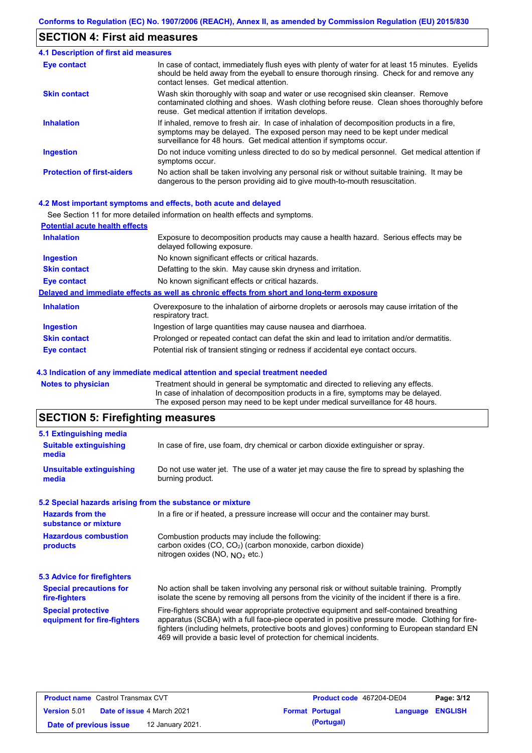## SECTION 4: First aid measures

### 4.1 Description of first aid measures

| | |
|---|---|
| **Eye contact** | In case of contact, immediately flush eyes with plenty of water for at least 15 minutes. Eyelids should be held away from the eyeball to ensure thorough rinsing. Check for and remove any contact lenses. Get medical attention. |
| **Skin contact** | Wash skin thoroughly with soap and water or use recognised skin cleanser. Remove contaminated clothing and shoes. Wash clothing before reuse. Clean shoes thoroughly before reuse. Get medical attention if irritation develops. |
| **Inhalation** | If inhaled, remove to fresh air. In case of inhalation of decomposition products in a fire, symptoms may be delayed. The exposed person may need to be kept under medical surveillance for 48 hours. Get medical attention if symptoms occur. |
| **Ingestion** | Do not induce vomiting unless directed to do so by medical personnel. Get medical attention if symptoms occur. |
| **Protection of first-aiders** | No action shall be taken involving any personal risk or without suitable training. It may be dangerous to the person providing aid to give mouth-to-mouth resuscitation. |

### 4.2 Most important symptoms and effects, both acute and delayed

See Section 11 for more detailed information on health effects and symptoms.

**Potential acute health effects**

| | |
|---|---|
| **Inhalation** | Exposure to decomposition products may cause a health hazard. Serious effects may be delayed following exposure. |
| **Ingestion** | No known significant effects or critical hazards. |
| **Skin contact** | Defatting to the skin. May cause skin dryness and irritation. |
| **Eye contact** | No known significant effects or critical hazards. |

**Delayed and immediate effects as well as chronic effects from short and long-term exposure**

| | |
|---|---|
| **Inhalation** | Overexposure to the inhalation of airborne droplets or aerosols may cause irritation of the respiratory tract. |
| **Ingestion** | Ingestion of large quantities may cause nausea and diarrhoea. |
| **Skin contact** | Prolonged or repeated contact can defat the skin and lead to irritation and/or dermatitis. |
| **Eye contact** | Potential risk of transient stinging or redness if accidental eye contact occurs. |

### 4.3 Indication of any immediate medical attention and special treatment needed

| | |
|---|---|
| **Notes to physician** | Treatment should in general be symptomatic and directed to relieving any effects. In case of inhalation of decomposition products in a fire, symptoms may be delayed. The exposed person may need to be kept under medical surveillance for 48 hours. |

## SECTION 5: Firefighting measures

### 5.1 Extinguishing media

| | |
|---|---|
| **Suitable extinguishing media** | In case of fire, use foam, dry chemical or carbon dioxide extinguisher or spray. |
| **Unsuitable extinguishing media** | Do not use water jet. The use of a water jet may cause the fire to spread by splashing the burning product. |

### 5.2 Special hazards arising from the substance or mixture

| | |
|---|---|
| **Hazards from the substance or mixture** | In a fire or if heated, a pressure increase will occur and the container may burst. |
| **Hazardous combustion products** | Combustion products may include the following: carbon oxides (CO, $CO_2$) (carbon monoxide, carbon dioxide) nitrogen oxides (NO, $NO_2$ etc.) |

### 5.3 Advice for firefighters

| | |
|---|---|
| **Special precautions for fire-fighters** | No action shall be taken involving any personal risk or without suitable training. Promptly isolate the scene by removing all persons from the vicinity of the incident if there is a fire. |
| **Special protective equipment for fire-fighters** | Fire-fighters should wear appropriate protective equipment and self-contained breathing apparatus (SCBA) with a full face-piece operated in positive pressure mode. Clothing for fire-fighters (including helmets, protective boots and gloves) conforming to European standard EN 469 will provide a basic level of protection for chemical incidents. |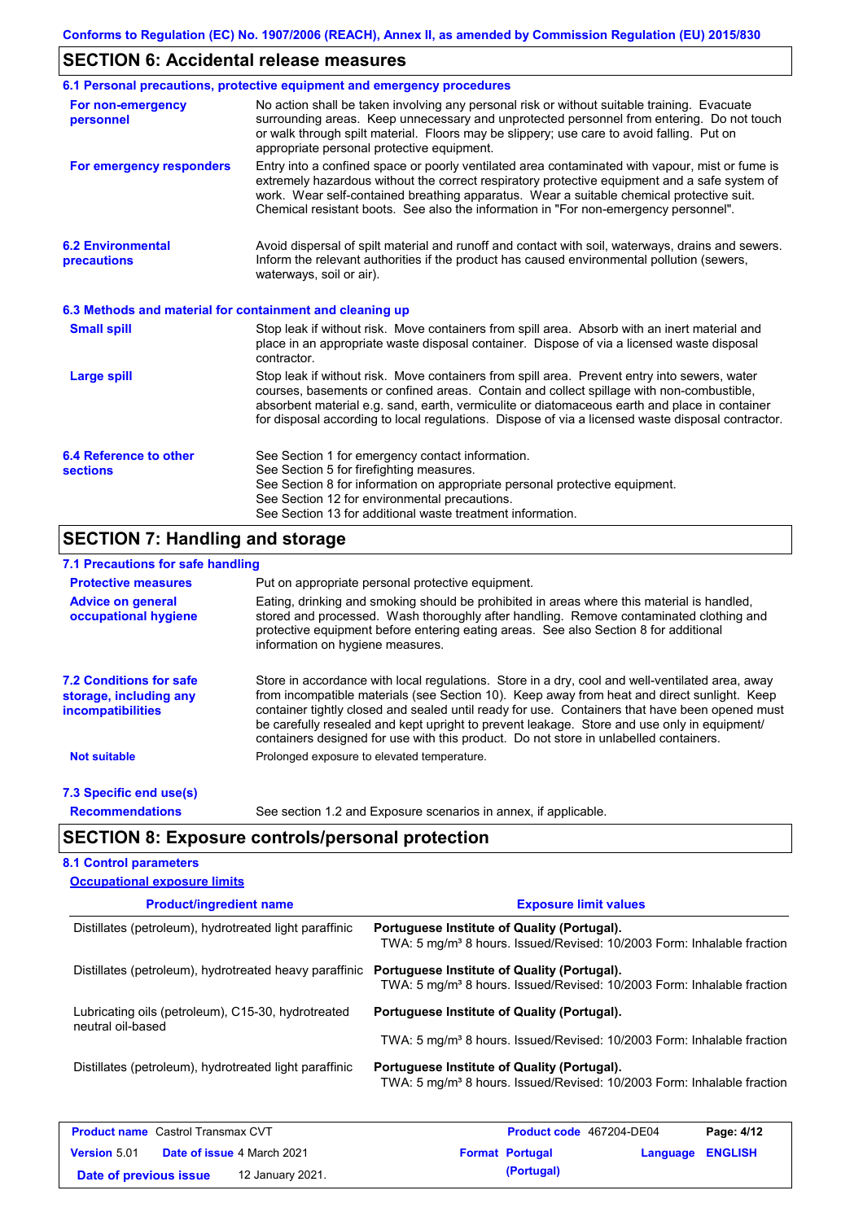## SECTION 6: Accidental release measures

### 6.1 Personal precautions, protective equipment and emergency procedures

**For non-emergency personnel**

No action shall be taken involving any personal risk or without suitable training. Evacuate surrounding areas. Keep unnecessary and unprotected personnel from entering. Do not touch or walk through spilt material. Floors may be slippery; use care to avoid falling. Put on appropriate personal protective equipment.

**For emergency responders**

Entry into a confined space or poorly ventilated area contaminated with vapour, mist or fume is extremely hazardous without the correct respiratory protective equipment and a safe system of work. Wear self-contained breathing apparatus. Wear a suitable chemical protective suit. Chemical resistant boots. See also the information in "For non-emergency personnel".

### 6.2 Environmental precautions

Avoid dispersal of spilt material and runoff and contact with soil, waterways, drains and sewers. Inform the relevant authorities if the product has caused environmental pollution (sewers, waterways, soil or air).

### 6.3 Methods and material for containment and cleaning up

**Small spill**

Stop leak if without risk. Move containers from spill area. Absorb with an inert material and place in an appropriate waste disposal container. Dispose of via a licensed waste disposal contractor.

**Large spill**

Stop leak if without risk. Move containers from spill area. Prevent entry into sewers, water courses, basements or confined areas. Contain and collect spillage with non-combustible, absorbent material e.g. sand, earth, vermiculite or diatomaceous earth and place in container for disposal according to local regulations. Dispose of via a licensed waste disposal contractor.

### 6.4 Reference to other sections

See Section 1 for emergency contact information.
See Section 5 for firefighting measures.
See Section 8 for information on appropriate personal protective equipment.
See Section 12 for environmental precautions.
See Section 13 for additional waste treatment information.

## SECTION 7: Handling and storage

### 7.1 Precautions for safe handling

**Protective measures**

Put on appropriate personal protective equipment.

**Advice on general occupational hygiene**

Eating, drinking and smoking should be prohibited in areas where this material is handled, stored and processed. Wash thoroughly after handling. Remove contaminated clothing and protective equipment before entering eating areas. See also Section 8 for additional information on hygiene measures.

### 7.2 Conditions for safe storage, including any incompatibilities

Store in accordance with local regulations. Store in a dry, cool and well-ventilated area, away from incompatible materials (see Section 10). Keep away from heat and direct sunlight. Keep container tightly closed and sealed until ready for use. Containers that have been opened must be carefully resealed and kept upright to prevent leakage. Store and use only in equipment/ containers designed for use with this product. Do not store in unlabelled containers.

**Not suitable**

Prolonged exposure to elevated temperature.

### 7.3 Specific end use(s)

**Recommendations**

See section 1.2 and Exposure scenarios in annex, if applicable.

## SECTION 8: Exposure controls/personal protection

### 8.1 Control parameters

**Occupational exposure limits**

| Product/ingredient name | Exposure limit values |
|---|---|
| Distillates (petroleum), hydrotreated light paraffinic | **Portuguese Institute of Quality (Portugal).** TWA: 5 mg/m³ 8 hours. Issued/Revised: 10/2003 Form: Inhalable fraction |
| Distillates (petroleum), hydrotreated heavy paraffinic | **Portuguese Institute of Quality (Portugal).** TWA: 5 mg/m³ 8 hours. Issued/Revised: 10/2003 Form: Inhalable fraction |
| Lubricating oils (petroleum), C15-30, hydrotreated neutral oil-based | **Portuguese Institute of Quality (Portugal).** TWA: 5 mg/m³ 8 hours. Issued/Revised: 10/2003 Form: Inhalable fraction |
| Distillates (petroleum), hydrotreated light paraffinic | **Portuguese Institute of Quality (Portugal).** TWA: 5 mg/m³ 8 hours. Issued/Revised: 10/2003 Form: Inhalable fraction |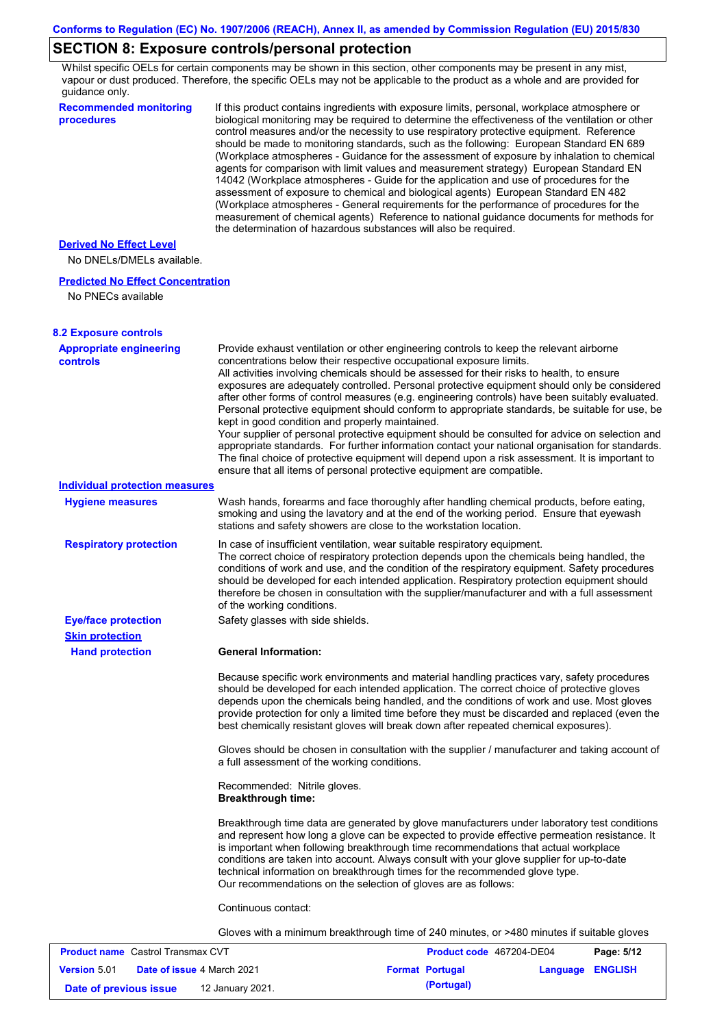## SECTION 8: Exposure controls/personal protection

Whilst specific OELs for certain components may be shown in this section, other components may be present in any mist, vapour or dust produced. Therefore, the specific OELs may not be applicable to the product as a whole and are provided for guidance only.

**Recommended monitoring procedures**

If this product contains ingredients with exposure limits, personal, workplace atmosphere or biological monitoring may be required to determine the effectiveness of the ventilation or other control measures and/or the necessity to use respiratory protective equipment. Reference should be made to monitoring standards, such as the following: European Standard EN 689 (Workplace atmospheres - Guidance for the assessment of exposure by inhalation to chemical agents for comparison with limit values and measurement strategy) European Standard EN 14042 (Workplace atmospheres - Guide for the application and use of procedures for the assessment of exposure to chemical and biological agents) European Standard EN 482 (Workplace atmospheres - General requirements for the performance of procedures for the measurement of chemical agents) Reference to national guidance documents for methods for the determination of hazardous substances will also be required.

**Derived No Effect Level**

No DNELs/DMELs available.

**Predicted No Effect Concentration**

No PNECs available

### 8.2 Exposure controls

**Appropriate engineering controls**

Provide exhaust ventilation or other engineering controls to keep the relevant airborne concentrations below their respective occupational exposure limits.
All activities involving chemicals should be assessed for their risks to health, to ensure exposures are adequately controlled. Personal protective equipment should only be considered after other forms of control measures (e.g. engineering controls) have been suitably evaluated. Personal protective equipment should conform to appropriate standards, be suitable for use, be kept in good condition and properly maintained.
Your supplier of personal protective equipment should be consulted for advice on selection and appropriate standards. For further information contact your national organisation for standards.
The final choice of protective equipment will depend upon a risk assessment. It is important to ensure that all items of personal protective equipment are compatible.

**Individual protection measures**

**Hygiene measures**

Wash hands, forearms and face thoroughly after handling chemical products, before eating, smoking and using the lavatory and at the end of the working period. Ensure that eyewash stations and safety showers are close to the workstation location.

**Respiratory protection**

In case of insufficient ventilation, wear suitable respiratory equipment.
The correct choice of respiratory protection depends upon the chemicals being handled, the conditions of work and use, and the condition of the respiratory equipment. Safety procedures should be developed for each intended application. Respiratory protection equipment should therefore be chosen in consultation with the supplier/manufacturer and with a full assessment of the working conditions.

**Eye/face protection**

Safety glasses with side shields.

**Skin protection**

**Hand protection**

**General Information:**

Because specific work environments and material handling practices vary, safety procedures should be developed for each intended application. The correct choice of protective gloves depends upon the chemicals being handled, and the conditions of work and use. Most gloves provide protection for only a limited time before they must be discarded and replaced (even the best chemically resistant gloves will break down after repeated chemical exposures).

Gloves should be chosen in consultation with the supplier / manufacturer and taking account of a full assessment of the working conditions.

Recommended: Nitrile gloves.
**Breakthrough time:**

Breakthrough time data are generated by glove manufacturers under laboratory test conditions and represent how long a glove can be expected to provide effective permeation resistance. It is important when following breakthrough time recommendations that actual workplace conditions are taken into account. Always consult with your glove supplier for up-to-date technical information on breakthrough times for the recommended glove type.
Our recommendations on the selection of gloves are as follows:

Continuous contact:

Gloves with a minimum breakthrough time of 240 minutes, or >480 minutes if suitable gloves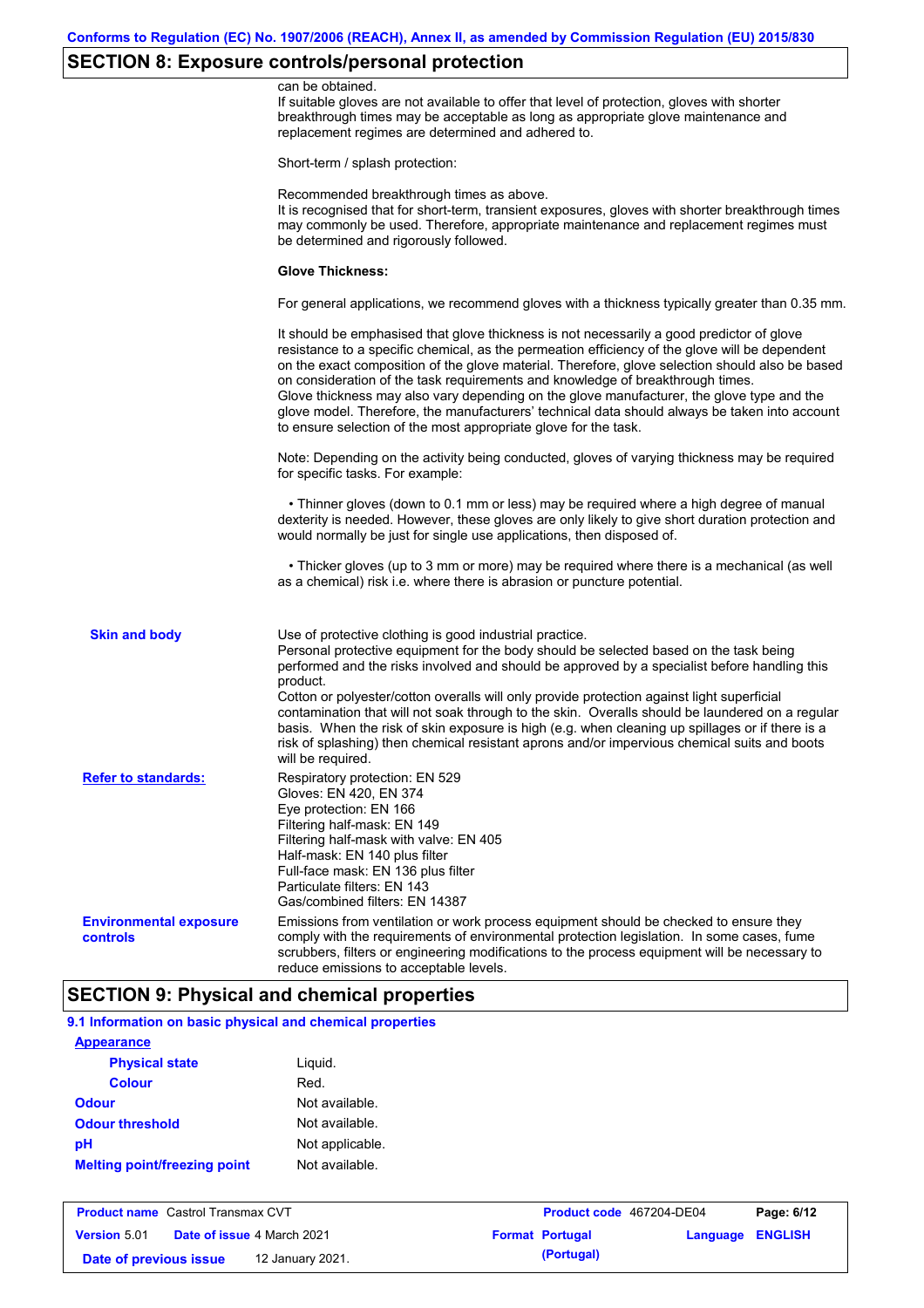## SECTION 8: Exposure controls/personal protection

can be obtained.
If suitable gloves are not available to offer that level of protection, gloves with shorter breakthrough times may be acceptable as long as appropriate glove maintenance and replacement regimes are determined and adhered to.

Short-term / splash protection:

Recommended breakthrough times as above.
It is recognised that for short-term, transient exposures, gloves with shorter breakthrough times may commonly be used. Therefore, appropriate maintenance and replacement regimes must be determined and rigorously followed.

**Glove Thickness:**

For general applications, we recommend gloves with a thickness typically greater than 0.35 mm.

It should be emphasised that glove thickness is not necessarily a good predictor of glove resistance to a specific chemical, as the permeation efficiency of the glove will be dependent on the exact composition of the glove material. Therefore, glove selection should also be based on consideration of the task requirements and knowledge of breakthrough times.
Glove thickness may also vary depending on the glove manufacturer, the glove type and the glove model. Therefore, the manufacturers' technical data should always be taken into account to ensure selection of the most appropriate glove for the task.

Note: Depending on the activity being conducted, gloves of varying thickness may be required for specific tasks. For example:

- Thinner gloves (down to 0.1 mm or less) may be required where a high degree of manual dexterity is needed. However, these gloves are only likely to give short duration protection and would normally be just for single use applications, then disposed of.

- Thicker gloves (up to 3 mm or more) may be required where there is a mechanical (as well as a chemical) risk i.e. where there is abrasion or puncture potential.

**Skin and body**

Use of protective clothing is good industrial practice.
Personal protective equipment for the body should be selected based on the task being performed and the risks involved and should be approved by a specialist before handling this product.
Cotton or polyester/cotton overalls will only provide protection against light superficial contamination that will not soak through to the skin. Overalls should be laundered on a regular basis. When the risk of skin exposure is high (e.g. when cleaning up spillages or if there is a risk of splashing) then chemical resistant aprons and/or impervious chemical suits and boots will be required.

**Refer to standards:**

Respiratory protection: EN 529
Gloves: EN 420, EN 374
Eye protection: EN 166
Filtering half-mask: EN 149
Filtering half-mask with valve: EN 405
Half-mask: EN 140 plus filter
Full-face mask: EN 136 plus filter
Particulate filters: EN 143
Gas/combined filters: EN 14387

**Environmental exposure controls**

Emissions from ventilation or work process equipment should be checked to ensure they comply with the requirements of environmental protection legislation. In some cases, fume scrubbers, filters or engineering modifications to the process equipment will be necessary to reduce emissions to acceptable levels.

## SECTION 9: Physical and chemical properties

### 9.1 Information on basic physical and chemical properties

**Appearance**

| | |
|---|---|
| **Physical state** | Liquid. |
| **Colour** | Red. |
| **Odour** | Not available. |
| **Odour threshold** | Not available. |
| **pH** | Not applicable. |
| **Melting point/freezing point** | Not available. |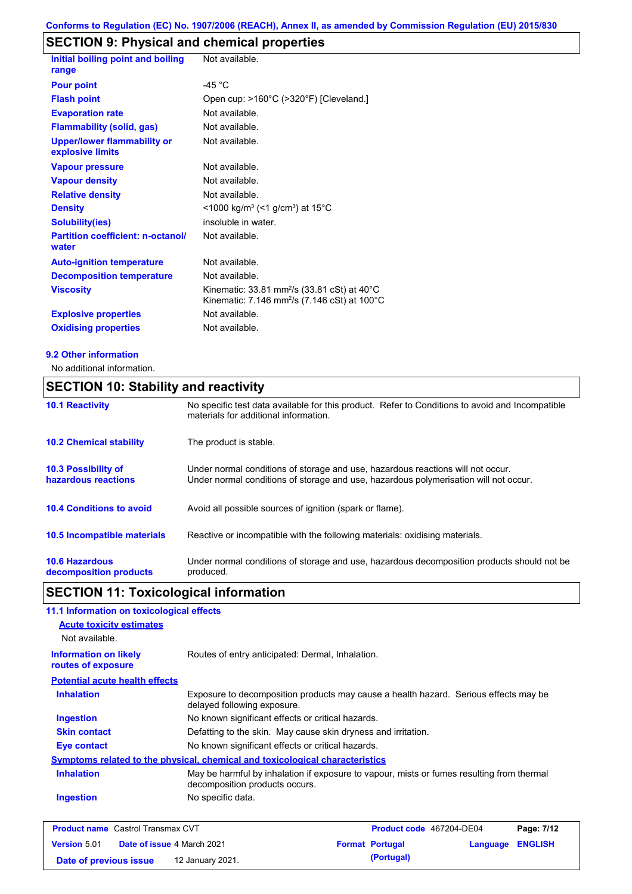## SECTION 9: Physical and chemical properties

| | |
|---|---|
| **Initial boiling point and boiling range** | Not available. |
| **Pour point** | -45 °C |
| **Flash point** | Open cup: >160°C (>320°F) [Cleveland.] |
| **Evaporation rate** | Not available. |
| **Flammability (solid, gas)** | Not available. |
| **Upper/lower flammability or explosive limits** | Not available. |
| **Vapour pressure** | Not available. |
| **Vapour density** | Not available. |
| **Relative density** | Not available. |
| **Density** | <1000 kg/m³ (<1 g/cm³) at 15°C |
| **Solubility(ies)** | insoluble in water. |
| **Partition coefficient: n-octanol/ water** | Not available. |
| **Auto-ignition temperature** | Not available. |
| **Decomposition temperature** | Not available. |
| **Viscosity** | Kinematic: 33.81 mm²/s (33.81 cSt) at 40°C<br>Kinematic: 7.146 mm²/s (7.146 cSt) at 100°C |
| **Explosive properties** | Not available. |
| **Oxidising properties** | Not available. |

### 9.2 Other information

No additional information.

## SECTION 10: Stability and reactivity

| | |
|---|---|
| **10.1 Reactivity** | No specific test data available for this product. Refer to Conditions to avoid and Incompatible materials for additional information. |
| **10.2 Chemical stability** | The product is stable. |
| **10.3 Possibility of hazardous reactions** | Under normal conditions of storage and use, hazardous reactions will not occur.<br>Under normal conditions of storage and use, hazardous polymerisation will not occur. |
| **10.4 Conditions to avoid** | Avoid all possible sources of ignition (spark or flame). |
| **10.5 Incompatible materials** | Reactive or incompatible with the following materials: oxidising materials. |
| **10.6 Hazardous decomposition products** | Under normal conditions of storage and use, hazardous decomposition products should not be produced. |

## SECTION 11: Toxicological information

### 11.1 Information on toxicological effects

**Acute toxicity estimates**

Not available.

**Information on likely routes of exposure**: Routes of entry anticipated: Dermal, Inhalation.

**Potential acute health effects**

| | |
|---|---|
| **Inhalation** | Exposure to decomposition products may cause a health hazard. Serious effects may be delayed following exposure. |
| **Ingestion** | No known significant effects or critical hazards. |
| **Skin contact** | Defatting to the skin. May cause skin dryness and irritation. |
| **Eye contact** | No known significant effects or critical hazards. |

**Symptoms related to the physical, chemical and toxicological characteristics**

| | |
|---|---|
| **Inhalation** | May be harmful by inhalation if exposure to vapour, mists or fumes resulting from thermal decomposition products occurs. |
| **Ingestion** | No specific data. |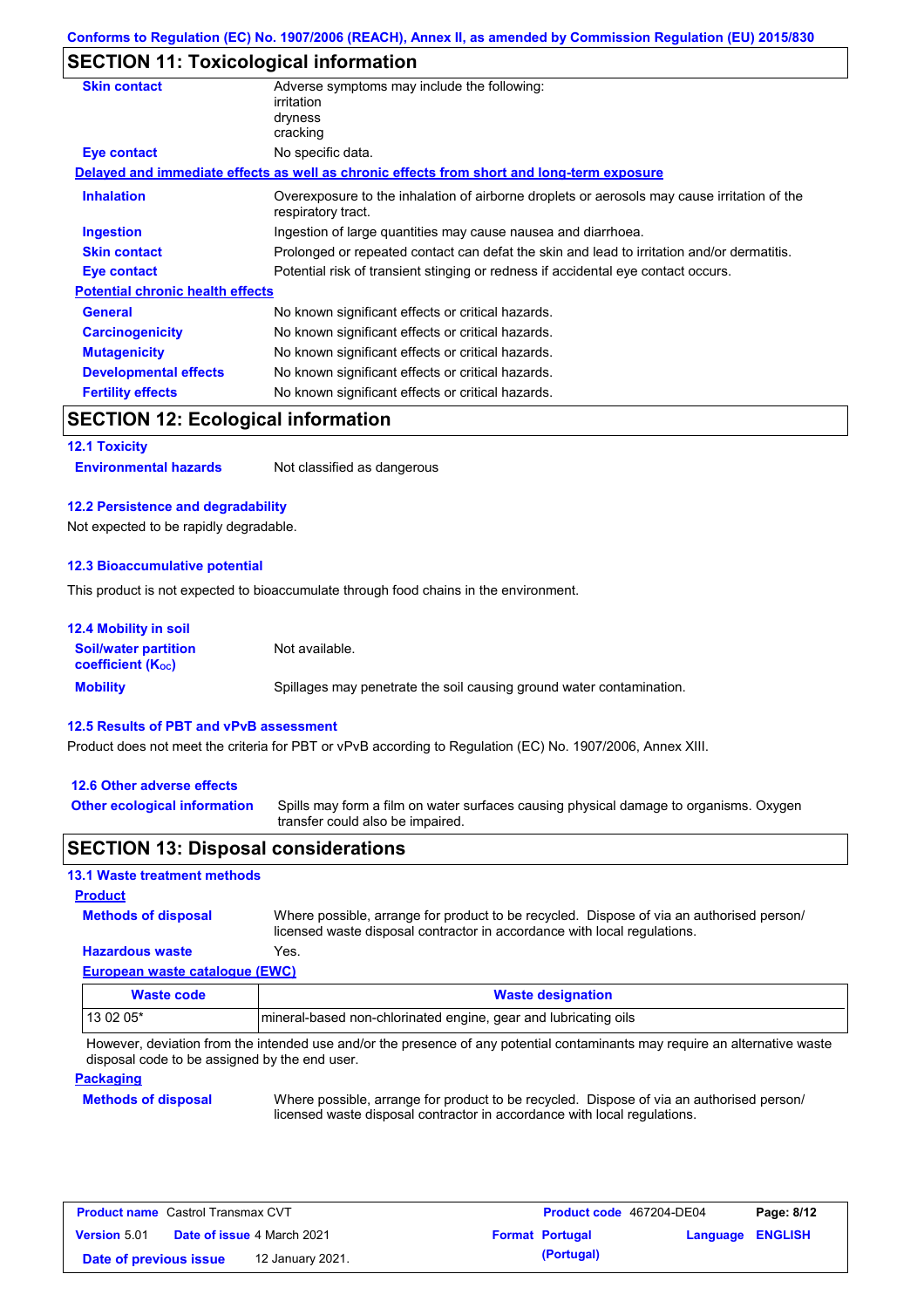## SECTION 11: Toxicological information

**Skin contact**
Adverse symptoms may include the following:
irritation
dryness
cracking

**Eye contact**
No specific data.

**Delayed and immediate effects as well as chronic effects from short and long-term exposure**

**Inhalation**
Overexposure to the inhalation of airborne droplets or aerosols may cause irritation of the respiratory tract.

**Ingestion**
Ingestion of large quantities may cause nausea and diarrhoea.

**Skin contact**
Prolonged or repeated contact can defat the skin and lead to irritation and/or dermatitis.

**Eye contact**
Potential risk of transient stinging or redness if accidental eye contact occurs.

**Potential chronic health effects**

**General**
No known significant effects or critical hazards.

**Carcinogenicity**
No known significant effects or critical hazards.

**Mutagenicity**
No known significant effects or critical hazards.

**Developmental effects**
No known significant effects or critical hazards.

**Fertility effects**
No known significant effects or critical hazards.

## SECTION 12: Ecological information

### 12.1 Toxicity

**Environmental hazards**
Not classified as dangerous

### 12.2 Persistence and degradability

Not expected to be rapidly degradable.

### 12.3 Bioaccumulative potential

This product is not expected to bioaccumulate through food chains in the environment.

### 12.4 Mobility in soil

**Soil/water partition coefficient ($K_{OC}$)**
Not available.

**Mobility**
Spillages may penetrate the soil causing ground water contamination.

### 12.5 Results of PBT and vPvB assessment

Product does not meet the criteria for PBT or vPvB according to Regulation (EC) No. 1907/2006, Annex XIII.

### 12.6 Other adverse effects

**Other ecological information**
Spills may form a film on water surfaces causing physical damage to organisms. Oxygen transfer could also be impaired.

## SECTION 13: Disposal considerations

### 13.1 Waste treatment methods

**Product**

**Methods of disposal**
Where possible, arrange for product to be recycled. Dispose of via an authorised person/ licensed waste disposal contractor in accordance with local regulations.

**Hazardous waste**
Yes.

**European waste catalogue (EWC)**

| Waste code | Waste designation |
|---|---|
| 13 02 05* | mineral-based non-chlorinated engine, gear and lubricating oils |

However, deviation from the intended use and/or the presence of any potential contaminants may require an alternative waste disposal code to be assigned by the end user.

**Packaging**

**Methods of disposal**
Where possible, arrange for product to be recycled. Dispose of via an authorised person/ licensed waste disposal contractor in accordance with local regulations.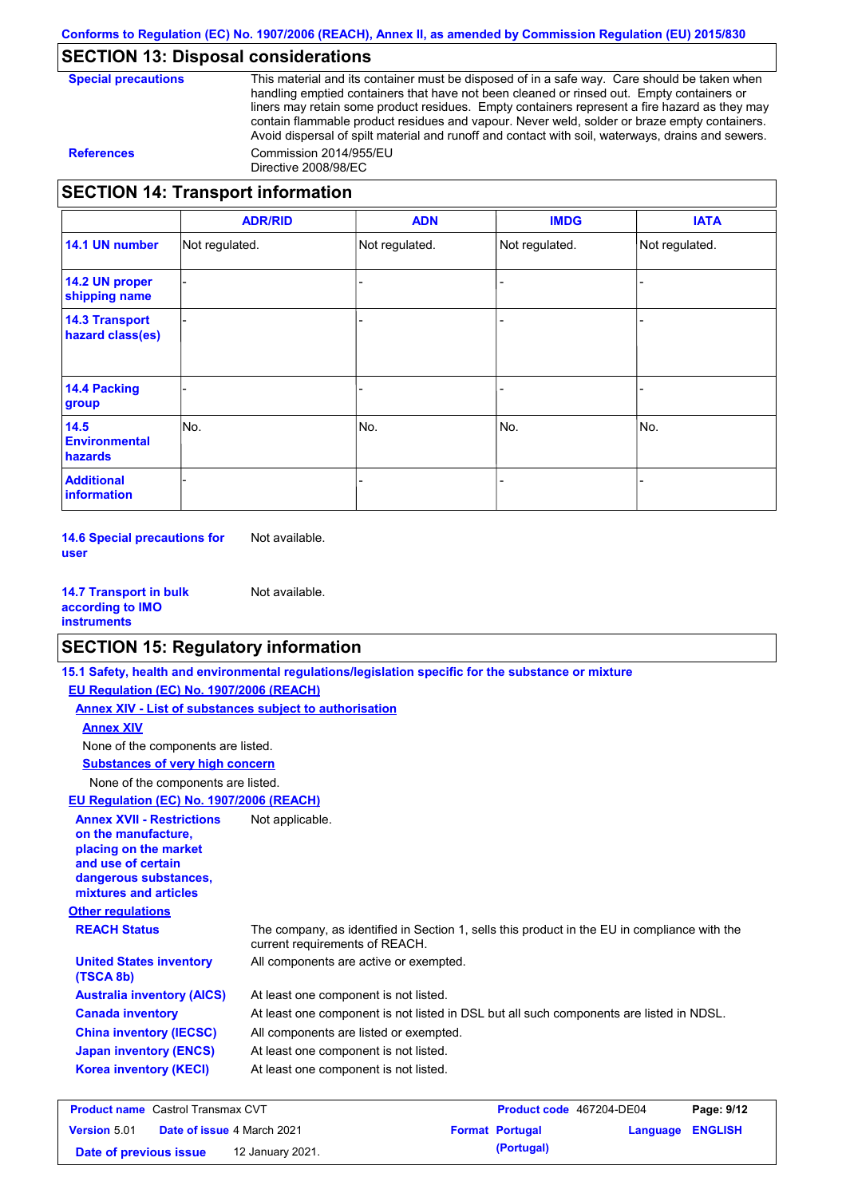## SECTION 13: Disposal considerations

**Special precautions**

This material and its container must be disposed of in a safe way. Care should be taken when handling emptied containers that have not been cleaned or rinsed out. Empty containers or liners may retain some product residues. Empty containers represent a fire hazard as they may contain flammable product residues and vapour. Never weld, solder or braze empty containers. Avoid dispersal of spilt material and runoff and contact with soil, waterways, drains and sewers.

**References**

Commission 2014/955/EU
Directive 2008/98/EC

## SECTION 14: Transport information

| | ADR/RID | ADN | IMDG | IATA |
|---|---|---|---|---|
| **14.1 UN number** | Not regulated. | Not regulated. | Not regulated. | Not regulated. |
| **14.2 UN proper shipping name** | - | - | - | - |
| **14.3 Transport hazard class(es)** | - | - | - | - |
| **14.4 Packing group** | - | - | - | - |
| **14.5 Environmental hazards** | No. | No. | No. | No. |
| **Additional information** | - | - | - | - |

**14.6 Special precautions for user** Not available.

**14.7 Transport in bulk according to IMO instruments** Not available.

## SECTION 15: Regulatory information

**15.1 Safety, health and environmental regulations/legislation specific for the substance or mixture**

**EU Regulation (EC) No. 1907/2006 (REACH)**

**Annex XIV - List of substances subject to authorisation**

**Annex XIV**

None of the components are listed.

**Substances of very high concern**

None of the components are listed.

**EU Regulation (EC) No. 1907/2006 (REACH)**

**Annex XVII - Restrictions on the manufacture, placing on the market and use of certain dangerous substances, mixtures and articles** Not applicable.

**Other regulations**

**REACH Status** The company, as identified in Section 1, sells this product in the EU in compliance with the current requirements of REACH.

**United States inventory (TSCA 8b)** All components are active or exempted.

**Australia inventory (AICS)** At least one component is not listed.

**Canada inventory** At least one component is not listed in DSL but all such components are listed in NDSL.

**China inventory (IECSC)** All components are listed or exempted.

**Japan inventory (ENCS)** At least one component is not listed.

**Korea inventory (KECI)** At least one component is not listed.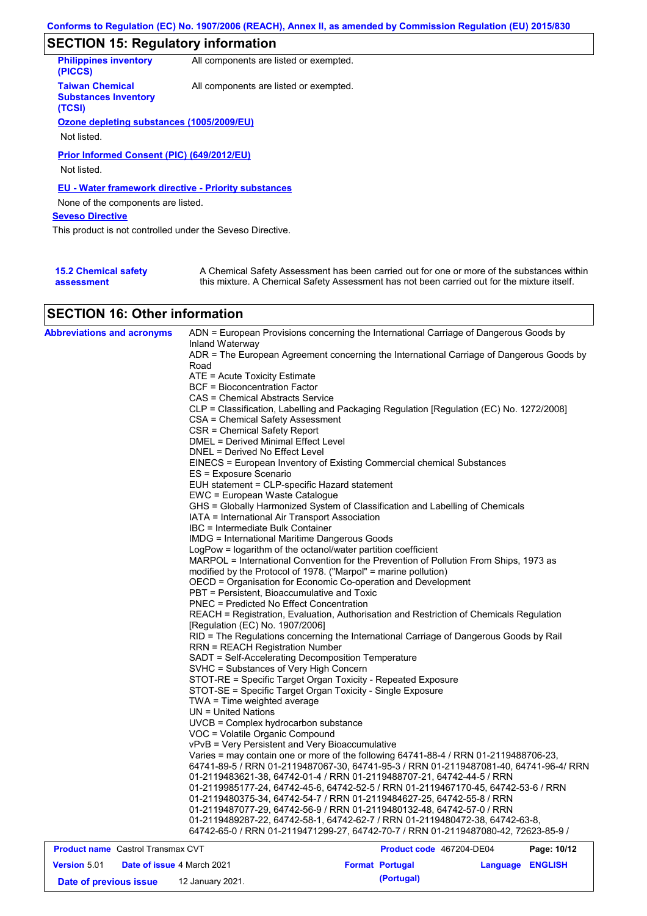## SECTION 15: Regulatory information

| | |
|---|---|
| **Philippines inventory (PICCS)** | All components are listed or exempted. |
| **Taiwan Chemical Substances Inventory (TCSI)** | All components are listed or exempted. |

**Ozone depleting substances (1005/2009/EU)**

Not listed.

**Prior Informed Consent (PIC) (649/2012/EU)**

Not listed.

**EU - Water framework directive - Priority substances**

None of the components are listed.

**Seveso Directive**

This product is not controlled under the Seveso Directive.

**15.2 Chemical safety assessment**

A Chemical Safety Assessment has been carried out for one or more of the substances within this mixture. A Chemical Safety Assessment has not been carried out for the mixture itself.

## SECTION 16: Other information

**Abbreviations and acronyms**

ADN = European Provisions concerning the International Carriage of Dangerous Goods by Inland Waterway
ADR = The European Agreement concerning the International Carriage of Dangerous Goods by Road
ATE = Acute Toxicity Estimate
BCF = Bioconcentration Factor
CAS = Chemical Abstracts Service
CLP = Classification, Labelling and Packaging Regulation [Regulation (EC) No. 1272/2008]
CSA = Chemical Safety Assessment
CSR = Chemical Safety Report
DMEL = Derived Minimal Effect Level
DNEL = Derived No Effect Level
EINECS = European Inventory of Existing Commercial chemical Substances
ES = Exposure Scenario
EUH statement = CLP-specific Hazard statement
EWC = European Waste Catalogue
GHS = Globally Harmonized System of Classification and Labelling of Chemicals
IATA = International Air Transport Association
IBC = Intermediate Bulk Container
IMDG = International Maritime Dangerous Goods
LogPow = logarithm of the octanol/water partition coefficient
MARPOL = International Convention for the Prevention of Pollution From Ships, 1973 as modified by the Protocol of 1978. ("Marpol" = marine pollution)
OECD = Organisation for Economic Co-operation and Development
PBT = Persistent, Bioaccumulative and Toxic
PNEC = Predicted No Effect Concentration
REACH = Registration, Evaluation, Authorisation and Restriction of Chemicals Regulation [Regulation (EC) No. 1907/2006]
RID = The Regulations concerning the International Carriage of Dangerous Goods by Rail
RRN = REACH Registration Number
SADT = Self-Accelerating Decomposition Temperature
SVHC = Substances of Very High Concern
STOT-RE = Specific Target Organ Toxicity - Repeated Exposure
STOT-SE = Specific Target Organ Toxicity - Single Exposure
TWA = Time weighted average
UN = United Nations
UVCB = Complex hydrocarbon substance
VOC = Volatile Organic Compound
vPvB = Very Persistent and Very Bioaccumulative
Varies = may contain one or more of the following 64741-88-4 / RRN 01-2119488706-23, 64741-89-5 / RRN 01-2119487067-30, 64741-95-3 / RRN 01-2119487081-40, 64741-96-4/ RRN 01-2119483621-38, 64742-01-4 / RRN 01-2119488707-21, 64742-44-5 / RRN 01-2119985177-24, 64742-45-6, 64742-52-5 / RRN 01-2119467170-45, 64742-53-6 / RRN 01-2119480375-34, 64742-54-7 / RRN 01-2119484627-25, 64742-55-8 / RRN 01-2119487077-29, 64742-56-9 / RRN 01-2119480132-48, 64742-57-0 / RRN 01-2119489287-22, 64742-58-1, 64742-62-7 / RRN 01-2119480472-38, 64742-63-8, 64742-65-0 / RRN 01-2119471299-27, 64742-70-7 / RRN 01-2119487080-42, 72623-85-9 /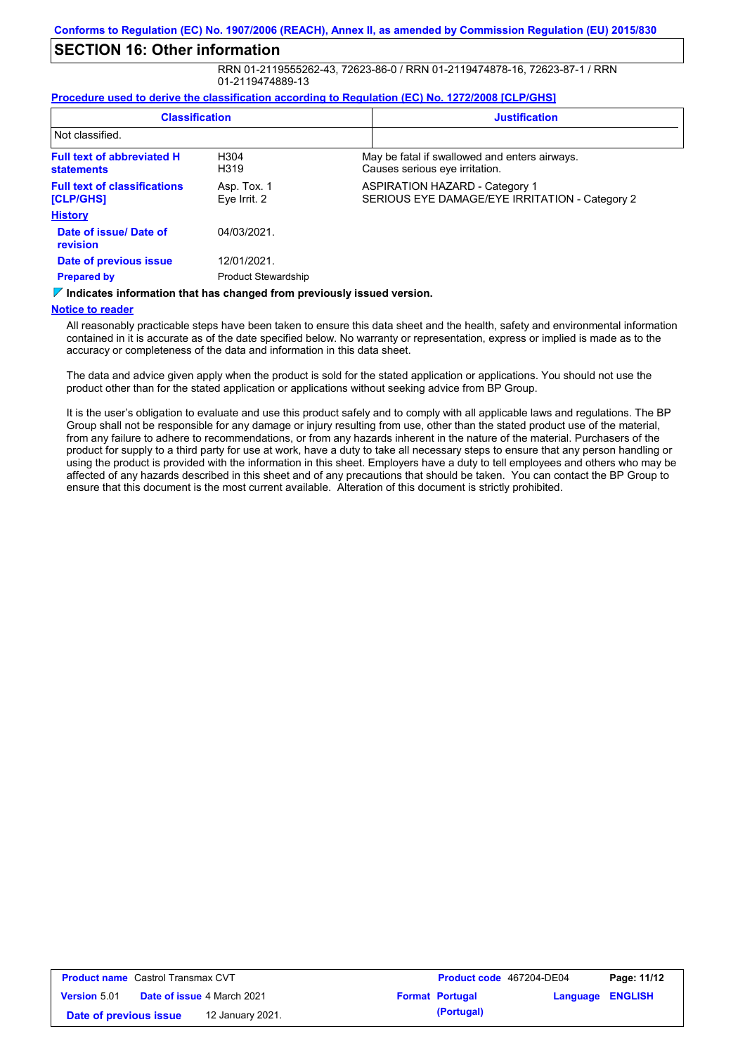Conforms to Regulation (EC) No. 1907/2006 (REACH), Annex II, as amended by Commission Regulation (EU) 2015/830

## SECTION 16: Other information

RRN 01-2119555262-43, 72623-86-0 / RRN 01-2119474878-16, 72623-87-1 / RRN 01-2119474889-13

**Procedure used to derive the classification according to Regulation (EC) No. 1272/2008 [CLP/GHS]**

| Classification | Justification |
| --- | --- |
| Not classified. | |

| | | |
| --- | --- | --- |
| **Full text of abbreviated H statements** | H304<br>H319 | May be fatal if swallowed and enters airways.<br>Causes serious eye irritation. |
| **Full text of classifications [CLP/GHS]** | Asp. Tox. 1<br>Eye Irrit. 2 | ASPIRATION HAZARD - Category 1<br>SERIOUS EYE DAMAGE/EYE IRRITATION - Category 2 |

**History**

| | |
| --- | --- |
| **Date of issue/ Date of revision** | 04/03/2021. |
| **Date of previous issue** | 12/01/2021. |
| **Prepared by** | Product Stewardship |

**Indicates information that has changed from previously issued version.**

**Notice to reader**

All reasonably practicable steps have been taken to ensure this data sheet and the health, safety and environmental information contained in it is accurate as of the date specified below. No warranty or representation, express or implied is made as to the accuracy or completeness of the data and information in this data sheet.

The data and advice given apply when the product is sold for the stated application or applications. You should not use the product other than for the stated application or applications without seeking advice from BP Group.

It is the user's obligation to evaluate and use this product safely and to comply with all applicable laws and regulations. The BP Group shall not be responsible for any damage or injury resulting from use, other than the stated product use of the material, from any failure to adhere to recommendations, or from any hazards inherent in the nature of the material. Purchasers of the product for supply to a third party for use at work, have a duty to take all necessary steps to ensure that any person handling or using the product is provided with the information in this sheet. Employers have a duty to tell employees and others who may be affected of any hazards described in this sheet and of any precautions that should be taken. You can contact the BP Group to ensure that this document is the most current available. Alteration of this document is strictly prohibited.